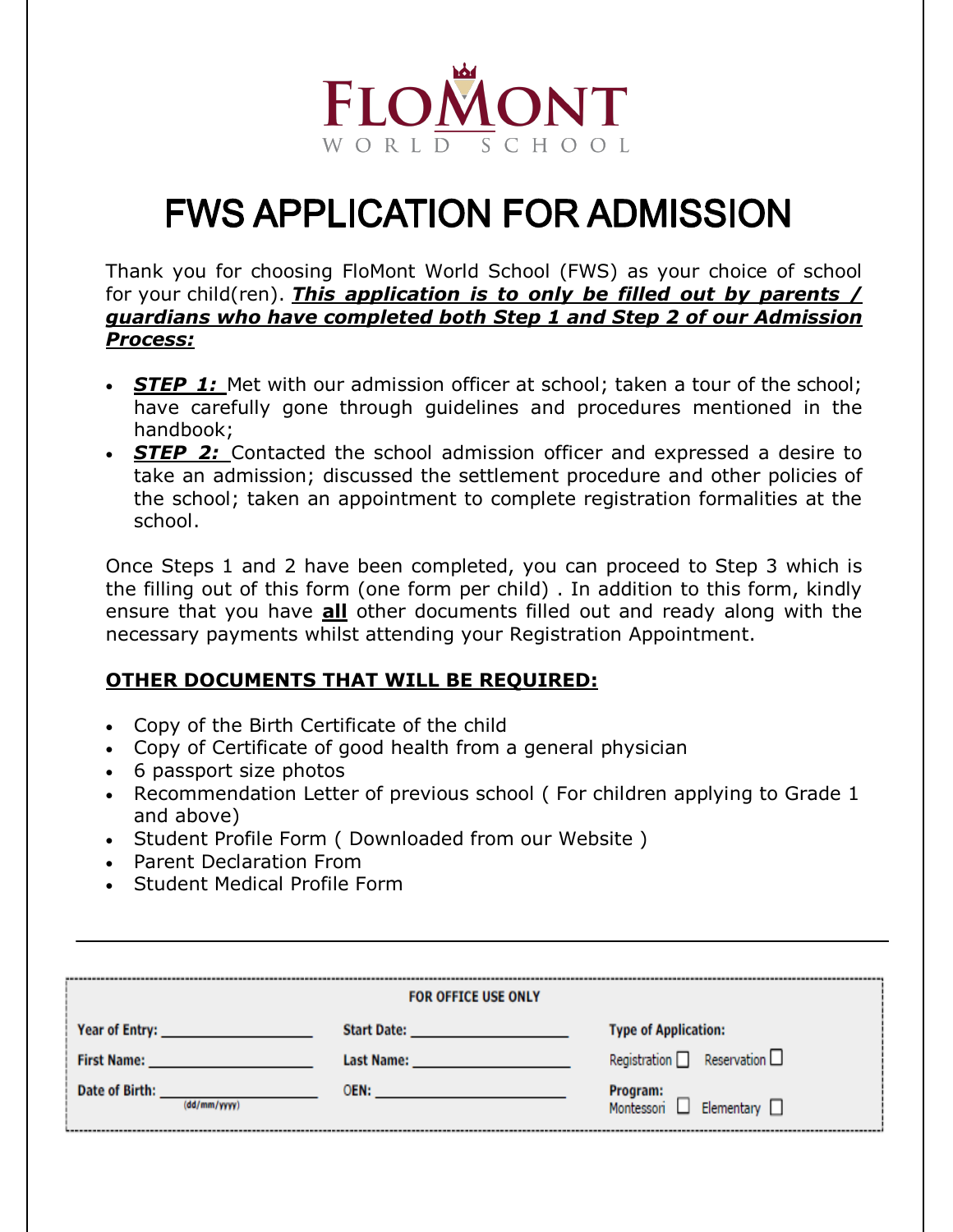FLOMONT
WORLD SCHOOL

# FWS APPLICATION FOR ADMISSION

Thank you for choosing FloMont World School (FWS) as your choice of school for your child(ren). ***This application is to only be filled out by parents / guardians who have completed both Step 1 and Step 2 of our Admission Process:***

- ***STEP 1:*** Met with our admission officer at school; taken a tour of the school; have carefully gone through guidelines and procedures mentioned in the handbook;
- ***STEP 2:*** Contacted the school admission officer and expressed a desire to take an admission; discussed the settlement procedure and other policies of the school; taken an appointment to complete registration formalities at the school.

Once Steps 1 and 2 have been completed, you can proceed to Step 3 which is the filling out of this form (one form per child) . In addition to this form, kindly ensure that you have **all** other documents filled out and ready along with the necessary payments whilst attending your Registration Appointment.

## OTHER DOCUMENTS THAT WILL BE REQUIRED:

- Copy of the Birth Certificate of the child
- Copy of Certificate of good health from a general physician
- 6 passport size photos
- Recommendation Letter of previous school ( For children applying to Grade 1 and above)
- Student Profile Form ( Downloaded from our Website )
- Parent Declaration From
- Student Medical Profile Form

---

**FOR OFFICE USE ONLY**

| | | |
|---|---|---|
| **Year of Entry:** ________ | **Start Date:** ________ | **Type of Application:** |
| **First Name:** ________ | **Last Name:** ________ | Registration ☐ Reservation ☐ |
| **Date of Birth:** ________ (dd/mm/yyyy) | **OEN:** ________ | **Program:** Montessori ☐ Elementary ☐ |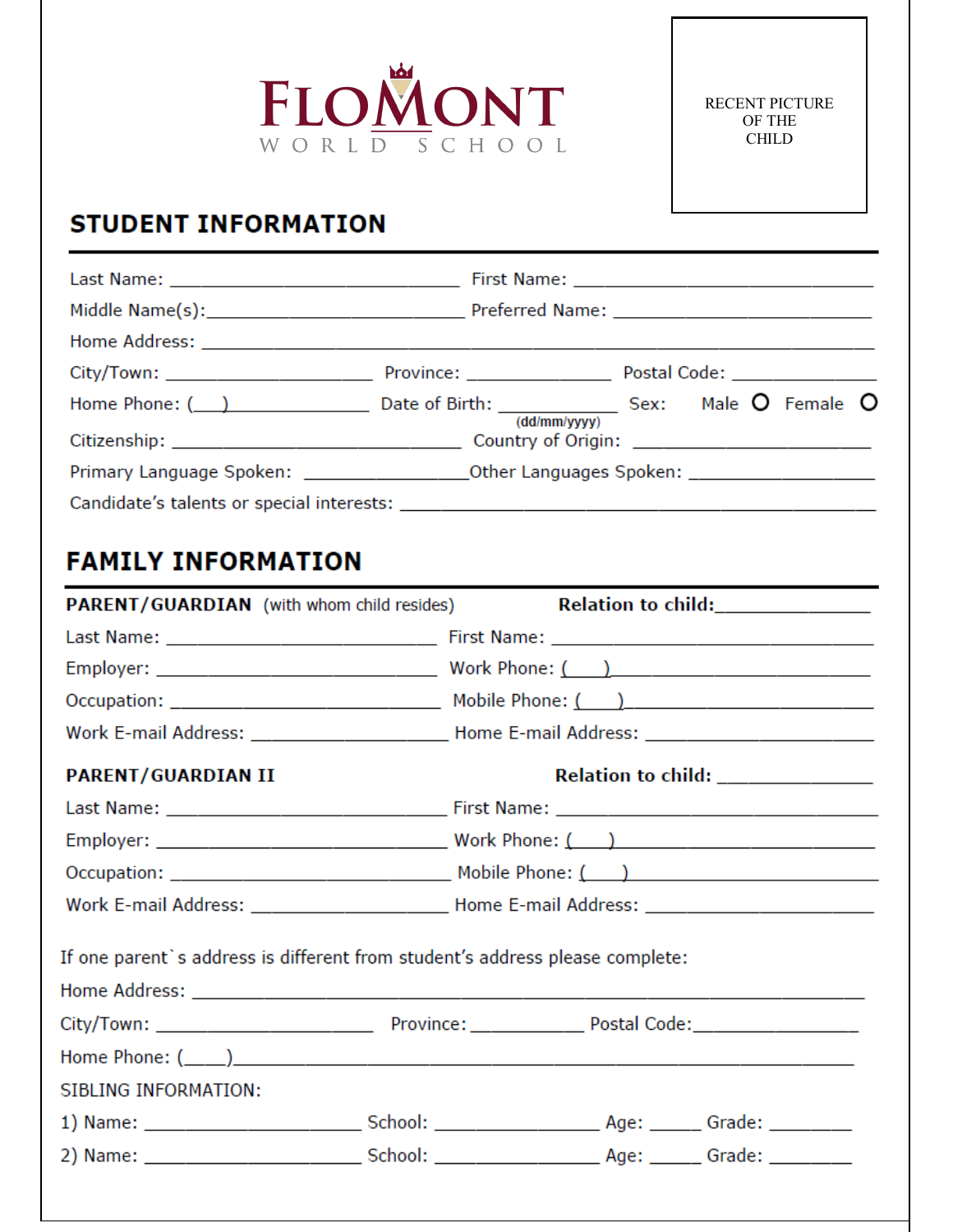FLOMONT
WORLD SCHOOL

RECENT PICTURE OF THE CHILD

## STUDENT INFORMATION

Last Name: ______________________________ First Name: ______________________________

Middle Name(s):___________________________ Preferred Name: __________________________

Home Address: ____________________________________________________________________

City/Town: ____________________ Province: ______________ Postal Code: _______________

Home Phone: (___)______________ Date of Birth: ___________ (dd/mm/yyyy) Sex: Male O Female O

Citizenship: _____________________________ Country of Origin: _________________________

Primary Language Spoken: ________________Other Languages Spoken: ___________________

Candidate's talents or special interests: _______________________________________________

## FAMILY INFORMATION

**PARENT/GUARDIAN** (with whom child resides) **Relation to child:**_______________

Last Name: ______________________________ First Name: ______________________________

Employer: _______________________________ Work Phone: (___)_________________________

Occupation: _____________________________ Mobile Phone: (___)_______________________

Work E-mail Address: ____________________ Home E-mail Address: ______________________

**PARENT/GUARDIAN II** **Relation to child:** _______________

Last Name: ______________________________ First Name: ______________________________

Employer: _______________________________ Work Phone: (___)_________________________

Occupation: _____________________________ Mobile Phone: (___)_______________________

Work E-mail Address: ____________________ Home E-mail Address: ______________________

If one parent`s address is different from student's address please complete:

Home Address: ____________________________________________________________________

City/Town: ____________________ Province: ___________ Postal Code:________________

Home Phone: (____)_________________________________________________________________

SIBLING INFORMATION:

1) Name: ______________________ School: __________________ Age: _____ Grade: ________

2) Name: ______________________ School: __________________ Age: _____ Grade: ________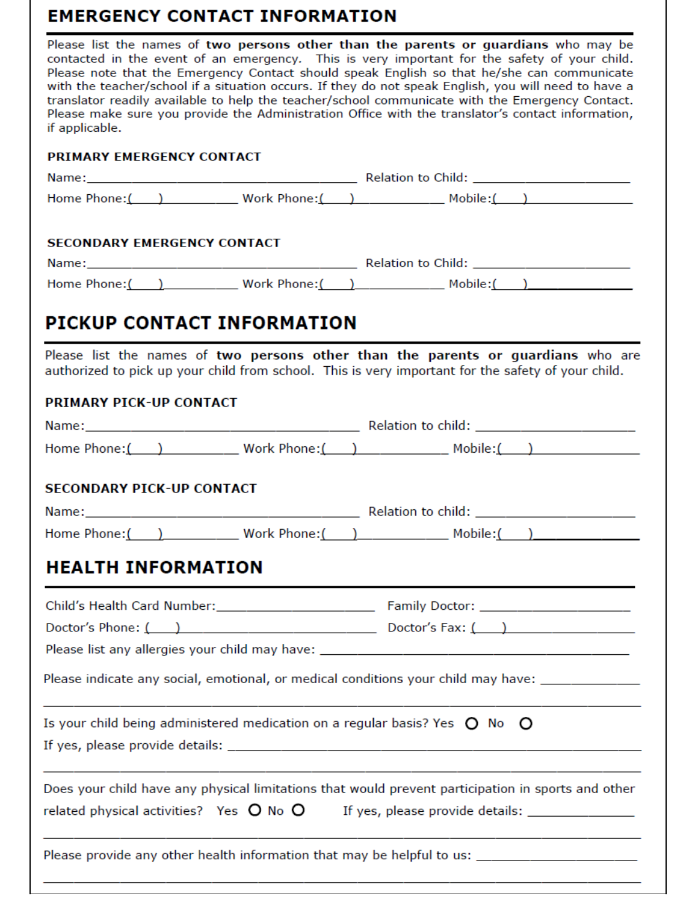## EMERGENCY CONTACT INFORMATION

Please list the names of **two persons other than the parents or guardians** who may be contacted in the event of an emergency. This is very important for the safety of your child. Please note that the Emergency Contact should speak English so that he/she can communicate with the teacher/school if a situation occurs. If they do not speak English, you will need to have a translator readily available to help the teacher/school communicate with the Emergency Contact. Please make sure you provide the Administration Office with the translator's contact information, if applicable.

### PRIMARY EMERGENCY CONTACT

Name:________________________________________ Relation to Child: ____________________

Home Phone:(____)__________ Work Phone:(____)__________ Mobile:(____)__________

### SECONDARY EMERGENCY CONTACT

Name:________________________________________ Relation to Child: ____________________

Home Phone:(____)__________ Work Phone:(____)__________ Mobile:(____)__________

## PICKUP CONTACT INFORMATION

Please list the names of **two persons other than the parents or guardians** who are authorized to pick up your child from school. This is very important for the safety of your child.

### PRIMARY PICK-UP CONTACT

Name:________________________________________ Relation to child: ____________________

Home Phone:(____)__________ Work Phone:(____)__________ Mobile:(____)__________

### SECONDARY PICK-UP CONTACT

Name:________________________________________ Relation to child: ____________________

Home Phone:(____)__________ Work Phone:(____)__________ Mobile:(____)__________

## HEALTH INFORMATION

Child's Health Card Number:____________________ Family Doctor: ____________________

Doctor's Phone: (____)____________________ Doctor's Fax: (____)____________________

Please list any allergies your child may have: ________________________________________

Please indicate any social, emotional, or medical conditions your child may have: __________

________________________________________________________________________________

Is your child being administered medication on a regular basis? Yes ○ No ○

If yes, please provide details: ________________________________________________

________________________________________________________________________________

Does your child have any physical limitations that would prevent participation in sports and other related physical activities? Yes ○ No ○ If yes, please provide details: ______________

________________________________________________________________________________

Please provide any other health information that may be helpful to us: ____________________

________________________________________________________________________________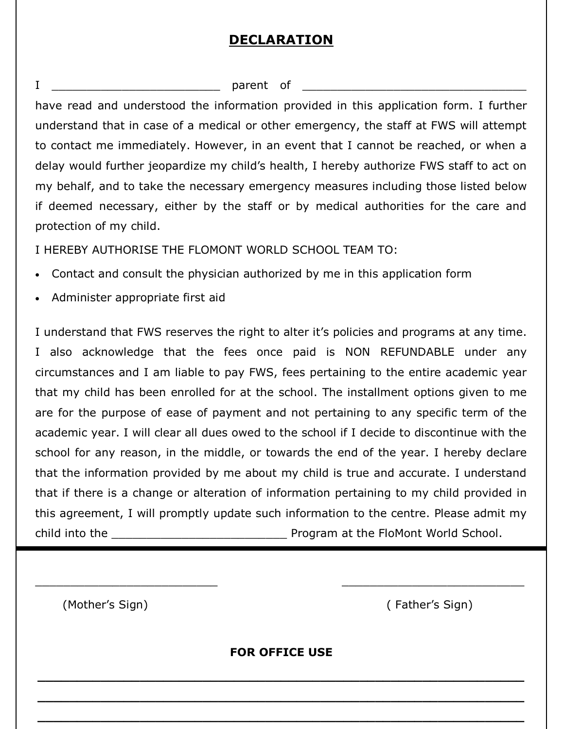# DECLARATION

I ________________________ parent of ________________________________ have read and understood the information provided in this application form. I further understand that in case of a medical or other emergency, the staff at FWS will attempt to contact me immediately. However, in an event that I cannot be reached, or when a delay would further jeopardize my child's health, I hereby authorize FWS staff to act on my behalf, and to take the necessary emergency measures including those listed below if deemed necessary, either by the staff or by medical authorities for the care and protection of my child.

I HEREBY AUTHORISE THE FLOMONT WORLD SCHOOL TEAM TO:

- Contact and consult the physician authorized by me in this application form
- Administer appropriate first aid

I understand that FWS reserves the right to alter it's policies and programs at any time. I also acknowledge that the fees once paid is NON REFUNDABLE under any circumstances and I am liable to pay FWS, fees pertaining to the entire academic year that my child has been enrolled for at the school. The installment options given to me are for the purpose of ease of payment and not pertaining to any specific term of the academic year. I will clear all dues owed to the school if I decide to discontinue with the school for any reason, in the middle, or towards the end of the year. I hereby declare that the information provided by me about my child is true and accurate. I understand that if there is a change or alteration of information pertaining to my child provided in this agreement, I will promptly update such information to the centre. Please admit my child into the _________________________ Program at the FloMont World School.

___________________________ ___________________________

(Mother's Sign) ( Father's Sign)

**FOR OFFICE USE**

_______________________________________________________________

_______________________________________________________________

_______________________________________________________________